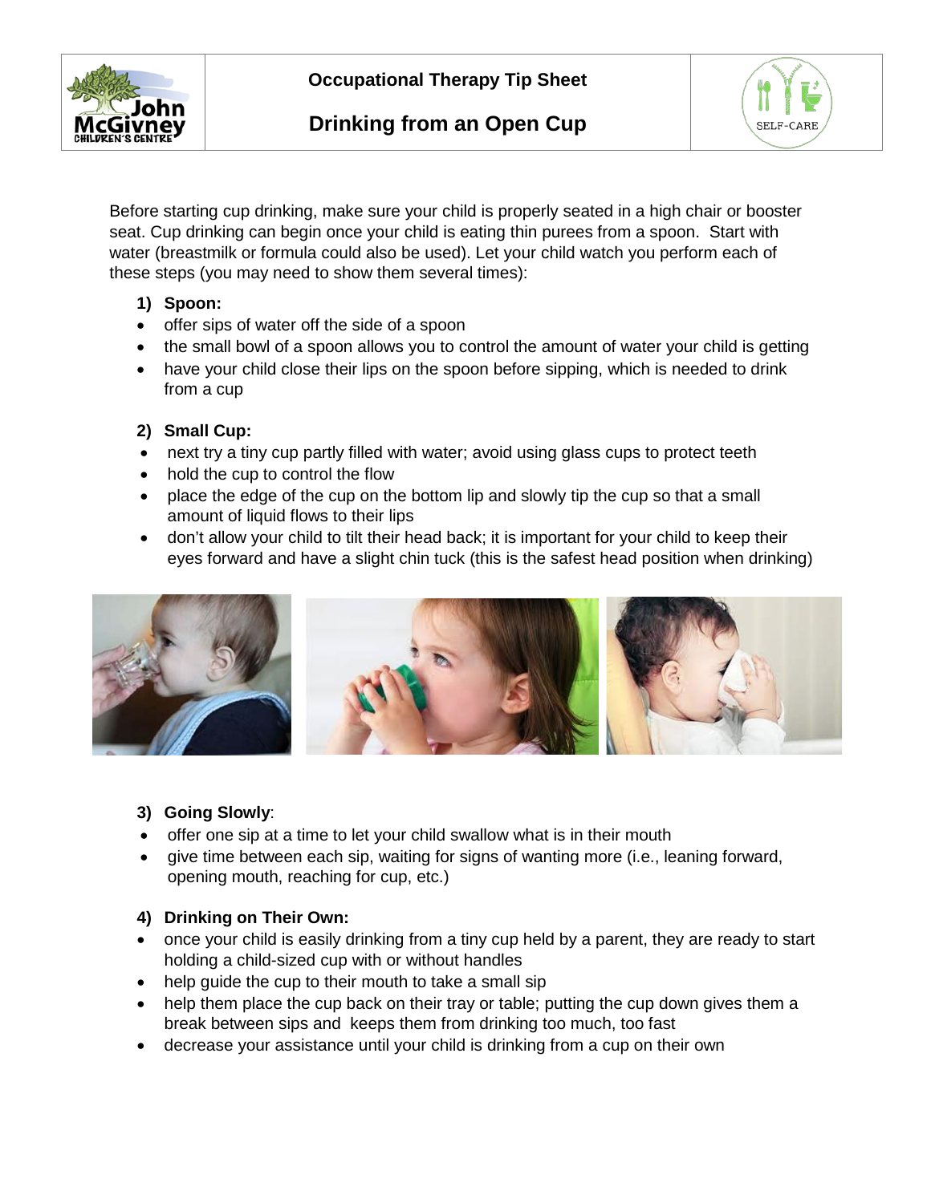# Occupational Therapy Tip Sheet

## Drinking from an Open Cup

Before starting cup drinking, make sure your child is properly seated in a high chair or booster seat. Cup drinking can begin once your child is eating thin purees from a spoon. Start with water (breastmilk or formula could also be used). Let your child watch you perform each of these steps (you may need to show them several times):

**1) Spoon:**

- offer sips of water off the side of a spoon
- the small bowl of a spoon allows you to control the amount of water your child is getting
- have your child close their lips on the spoon before sipping, which is needed to drink from a cup

**2) Small Cup:**

- next try a tiny cup partly filled with water; avoid using glass cups to protect teeth
- hold the cup to control the flow
- place the edge of the cup on the bottom lip and slowly tip the cup so that a small amount of liquid flows to their lips
- don't allow your child to tilt their head back; it is important for your child to keep their eyes forward and have a slight chin tuck (this is the safest head position when drinking)

**3) Going Slowly**:

- offer one sip at a time to let your child swallow what is in their mouth
- give time between each sip, waiting for signs of wanting more (i.e., leaning forward, opening mouth, reaching for cup, etc.)

**4) Drinking on Their Own:**

- once your child is easily drinking from a tiny cup held by a parent, they are ready to start holding a child-sized cup with or without handles
- help guide the cup to their mouth to take a small sip
- help them place the cup back on their tray or table; putting the cup down gives them a break between sips and keeps them from drinking too much, too fast
- decrease your assistance until your child is drinking from a cup on their own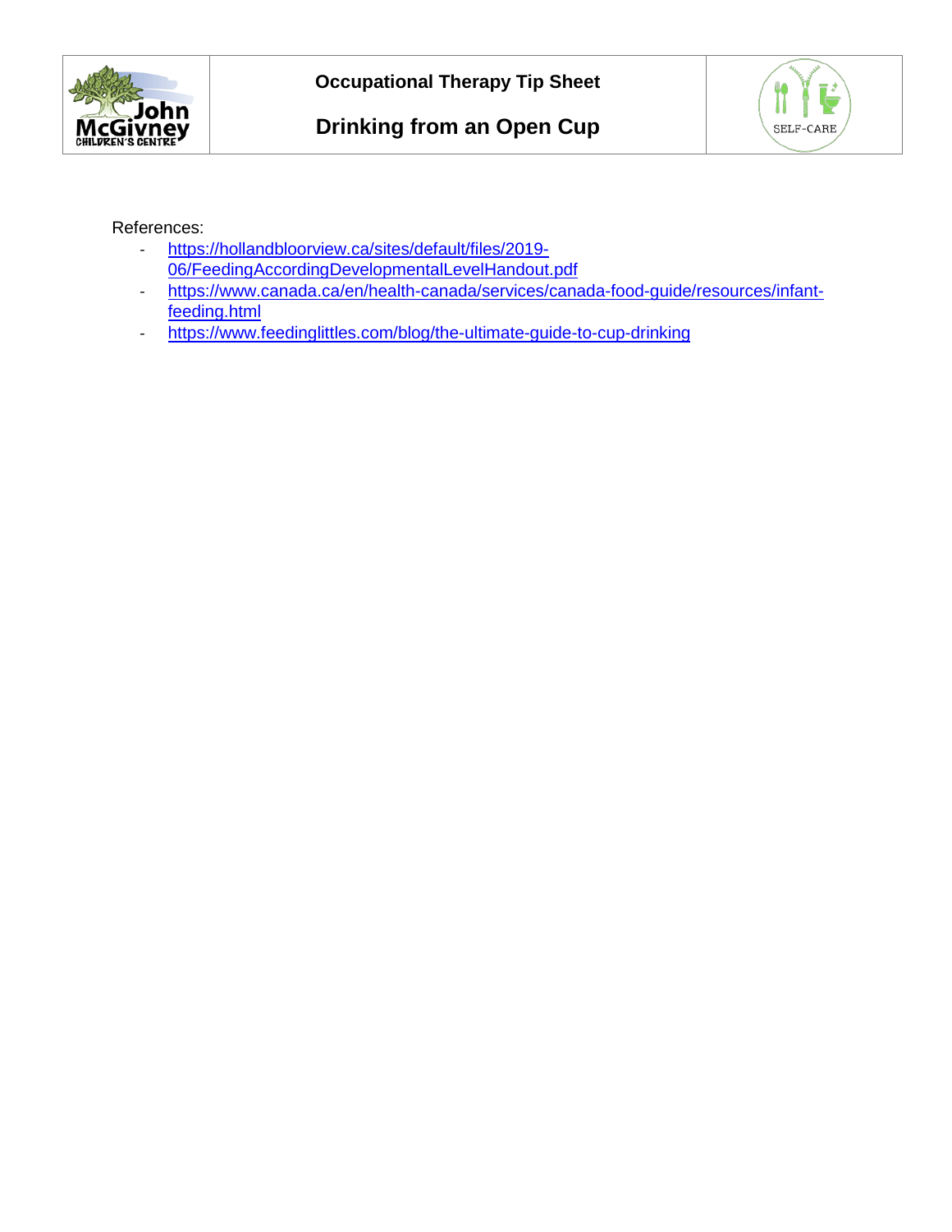References:

- https://hollandbloorview.ca/sites/default/files/2019-06/FeedingAccordingDevelopmentalLevelHandout.pdf
- https://www.canada.ca/en/health-canada/services/canada-food-guide/resources/infant-feeding.html
- https://www.feedinglittles.com/blog/the-ultimate-guide-to-cup-drinking